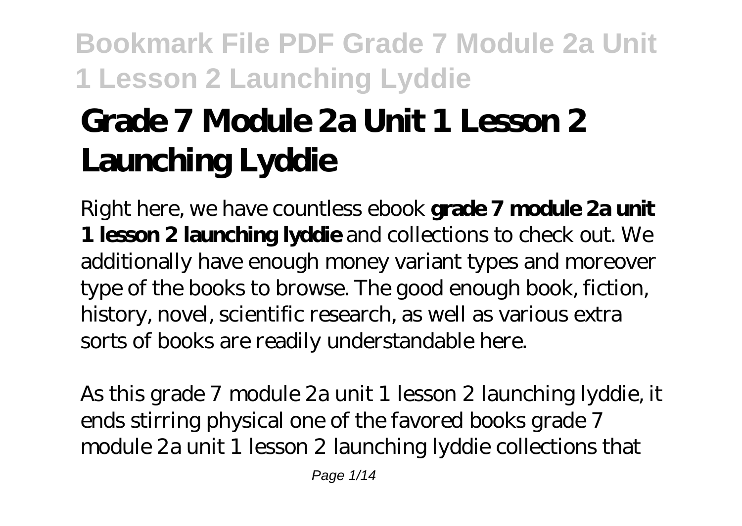# Grade 7 Module 2a Unit 1 Lesson 2 Launching Lyddie

Right here, we have countless ebook **grade 7 module 2a unit 1 lesson 2 launching lyddie** and collections to check out. We additionally have enough money variant types and moreover type of the books to browse. The good enough book, fiction, history, novel, scientific research, as well as various extra sorts of books are readily understandable here.

As this grade 7 module 2a unit 1 lesson 2 launching lyddie, it ends stirring physical one of the favored books grade 7 module 2a unit 1 lesson 2 launching lyddie collections that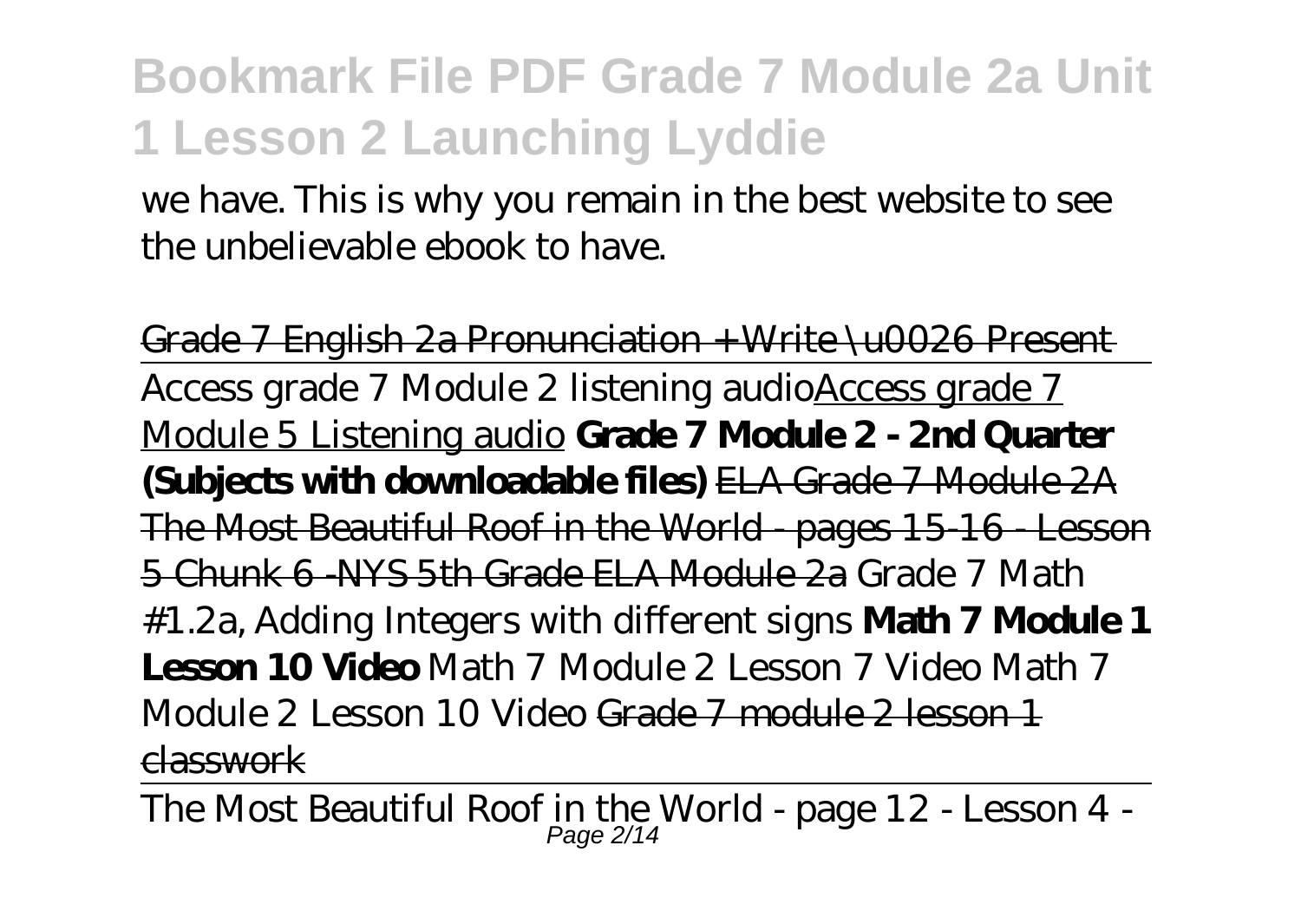we have. This is why you remain in the best website to see the unbelievable ebook to have.

~~Grade 7 English 2a Pronunciation + Write \u0026 Present~~

Access grade 7 Module 2 listening audio<u>Access grade 7 Module 5 Listening audio</u> **Grade 7 Module 2 - 2nd Quarter (Subjects with downloadable files)** ~~ELA Grade 7 Module 2A The Most Beautiful Roof in the World - pages 15-16 - Lesson 5 Chunk 6 -NYS 5th Grade ELA Module 2a~~ *Grade 7 Math #1.2a, Adding Integers with different signs* **Math 7 Module 1 Lesson 10 Video** *Math 7 Module 2 Lesson 7 Video* *Math 7 Module 2 Lesson 10 Video* ~~Grade 7 module 2 lesson 1 classwork~~

The Most Beautiful Roof in the World - page 12 - Lesson 4 -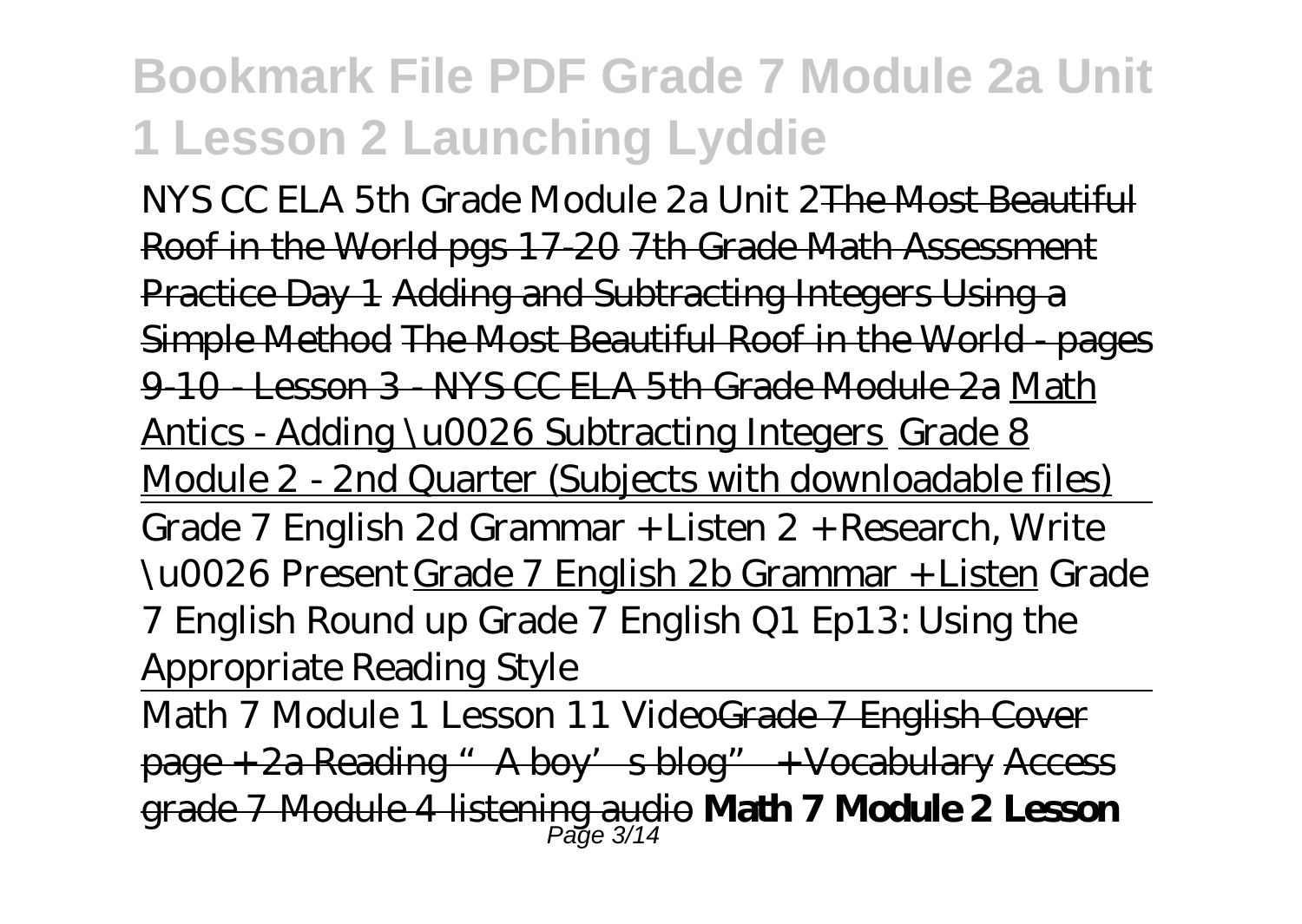NYS CC ELA 5th Grade Module 2a Unit 2 The Most Beautiful Roof in the World pgs 17-20 7th Grade Math Assessment Practice Day 1 Adding and Subtracting Integers Using a Simple Method The Most Beautiful Roof in the World - pages 9-10 - Lesson 3 - NYS CC ELA 5th Grade Module 2a Math Antics - Adding \u0026 Subtracting Integers Grade 8 Module 2 - 2nd Quarter (Subjects with downloadable files)

Grade 7 English 2d Grammar + Listen 2 + Research, Write \u0026 Present Grade 7 English 2b Grammar + Listen Grade 7 English Round up Grade 7 English Q1 Ep13: Using the Appropriate Reading Style

Math 7 Module 1 Lesson 11 Video Grade 7 English Cover page + 2a Reading "A boy's blog" + Vocabulary Access grade 7 Module 4 listening audio **Math 7 Module 2 Lesson**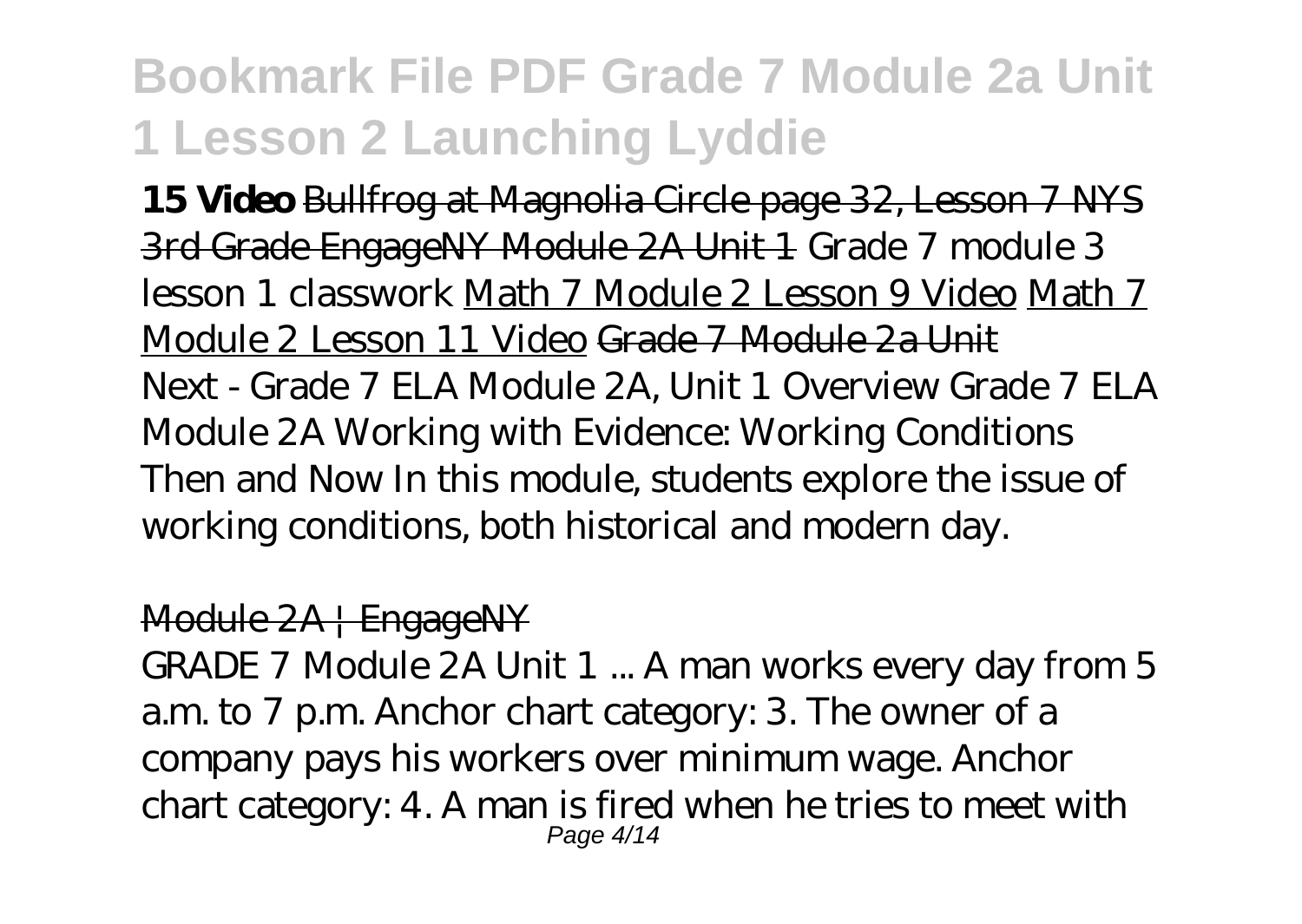**15 Video** ~~Bullfrog at Magnolia Circle page 32, Lesson 7 NYS 3rd Grade EngageNY Module 2A Unit 1~~ *Grade 7 module 3 lesson 1 classwork* Math 7 Module 2 Lesson 9 Video Math 7 Module 2 Lesson 11 Video ~~Grade 7 Module 2a Unit~~

Next - Grade 7 ELA Module 2A, Unit 1 Overview Grade 7 ELA Module 2A Working with Evidence: Working Conditions Then and Now In this module, students explore the issue of working conditions, both historical and modern day.

~~Module 2A | EngageNY~~

GRADE 7 Module 2A Unit 1 ... A man works every day from 5 a.m. to 7 p.m. Anchor chart category: 3. The owner of a company pays his workers over minimum wage. Anchor chart category: 4. A man is fired when he tries to meet with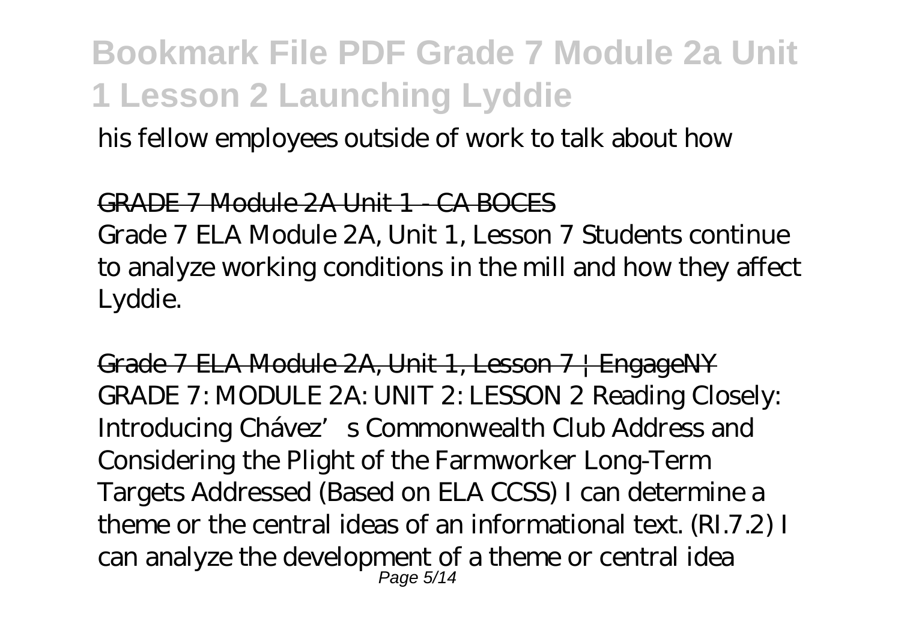his fellow employees outside of work to talk about how

GRADE 7 Module 2A Unit 1 - CA BOCES

Grade 7 ELA Module 2A, Unit 1, Lesson 7 Students continue to analyze working conditions in the mill and how they affect Lyddie.

Grade 7 ELA Module 2A, Unit 1, Lesson 7 | EngageNY

GRADE 7: MODULE 2A: UNIT 2: LESSON 2 Reading Closely: Introducing Chávez's Commonwealth Club Address and Considering the Plight of the Farmworker Long-Term Targets Addressed (Based on ELA CCSS) I can determine a theme or the central ideas of an informational text. (RI.7.2) I can analyze the development of a theme or central idea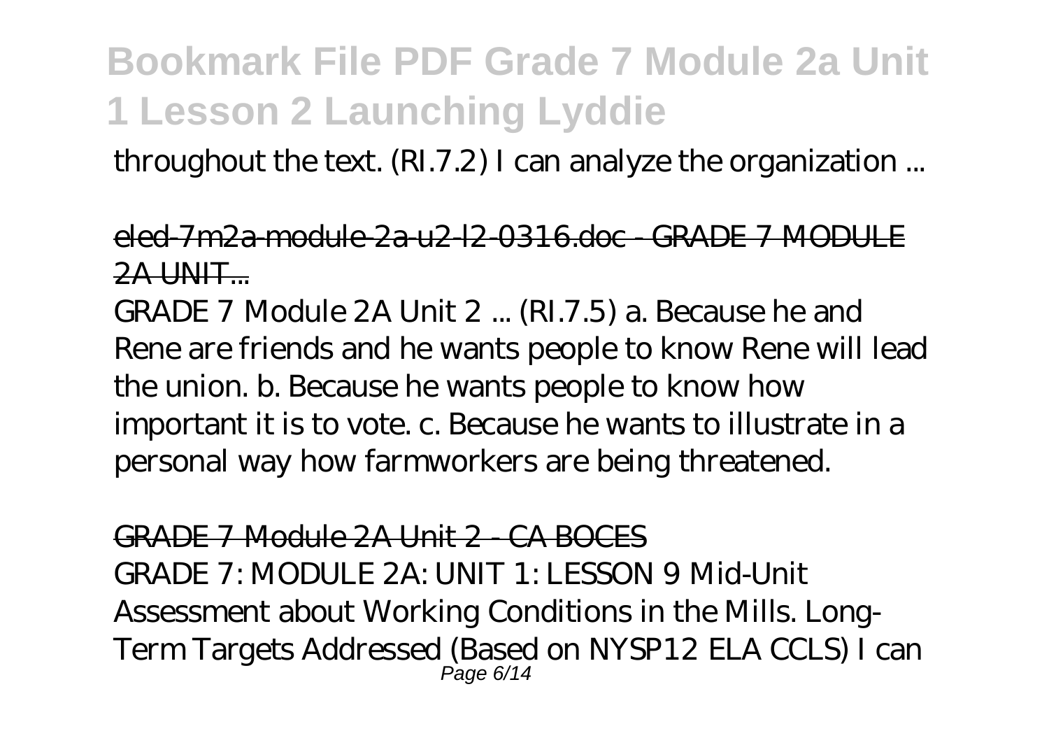throughout the text. (RI.7.2) I can analyze the organization ...

eled-7m2a-module-2a-u2-l2-0316.doc - GRADE 7 MODULE 2A UNIT...

GRADE 7 Module 2A Unit 2 ... (RI.7.5) a. Because he and Rene are friends and he wants people to know Rene will lead the union. b. Because he wants people to know how important it is to vote. c. Because he wants to illustrate in a personal way how farmworkers are being threatened.

GRADE 7 Module 2A Unit 2 - CA BOCES

GRADE 7: MODULE 2A: UNIT 1: LESSON 9 Mid-Unit Assessment about Working Conditions in the Mills. Long-Term Targets Addressed (Based on NYSP12 ELA CCLS) I can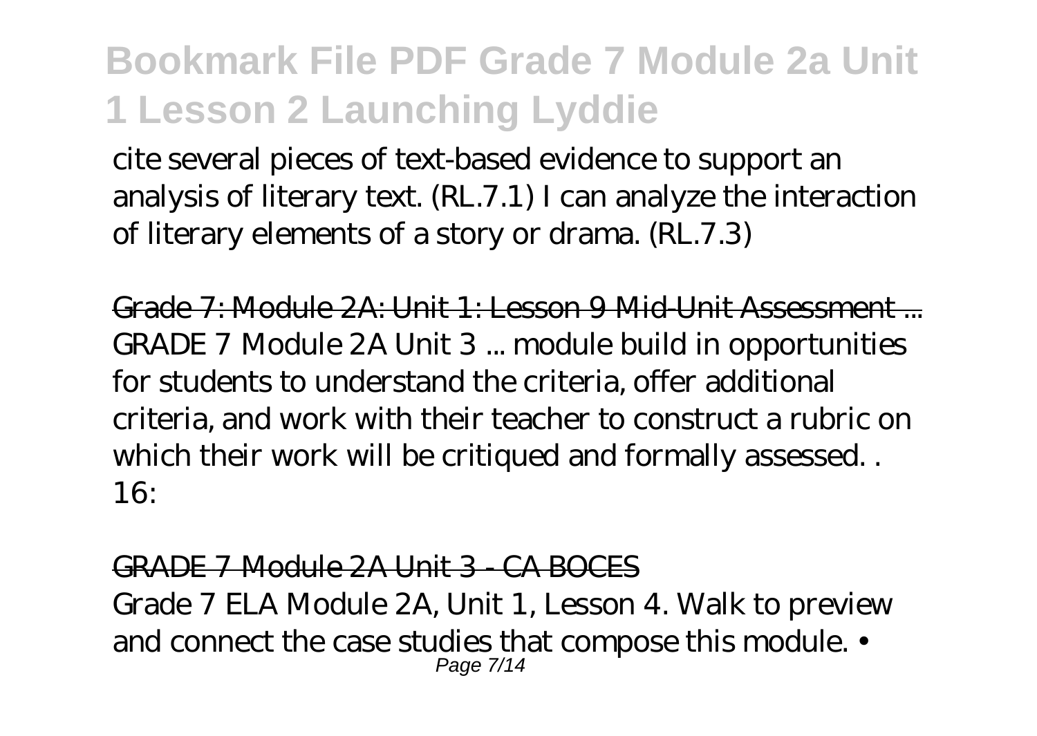cite several pieces of text-based evidence to support an analysis of literary text. (RL.7.1) I can analyze the interaction of literary elements of a story or drama. (RL.7.3)

~~Grade 7: Module 2A: Unit 1: Lesson 9 Mid-Unit Assessment ...~~

GRADE 7 Module 2A Unit 3 ... module build in opportunities for students to understand the criteria, offer additional criteria, and work with their teacher to construct a rubric on which their work will be critiqued and formally assessed. . 16:

~~GRADE 7 Module 2A Unit 3 - CA BOCES~~

Grade 7 ELA Module 2A, Unit 1, Lesson 4. Walk to preview and connect the case studies that compose this module. •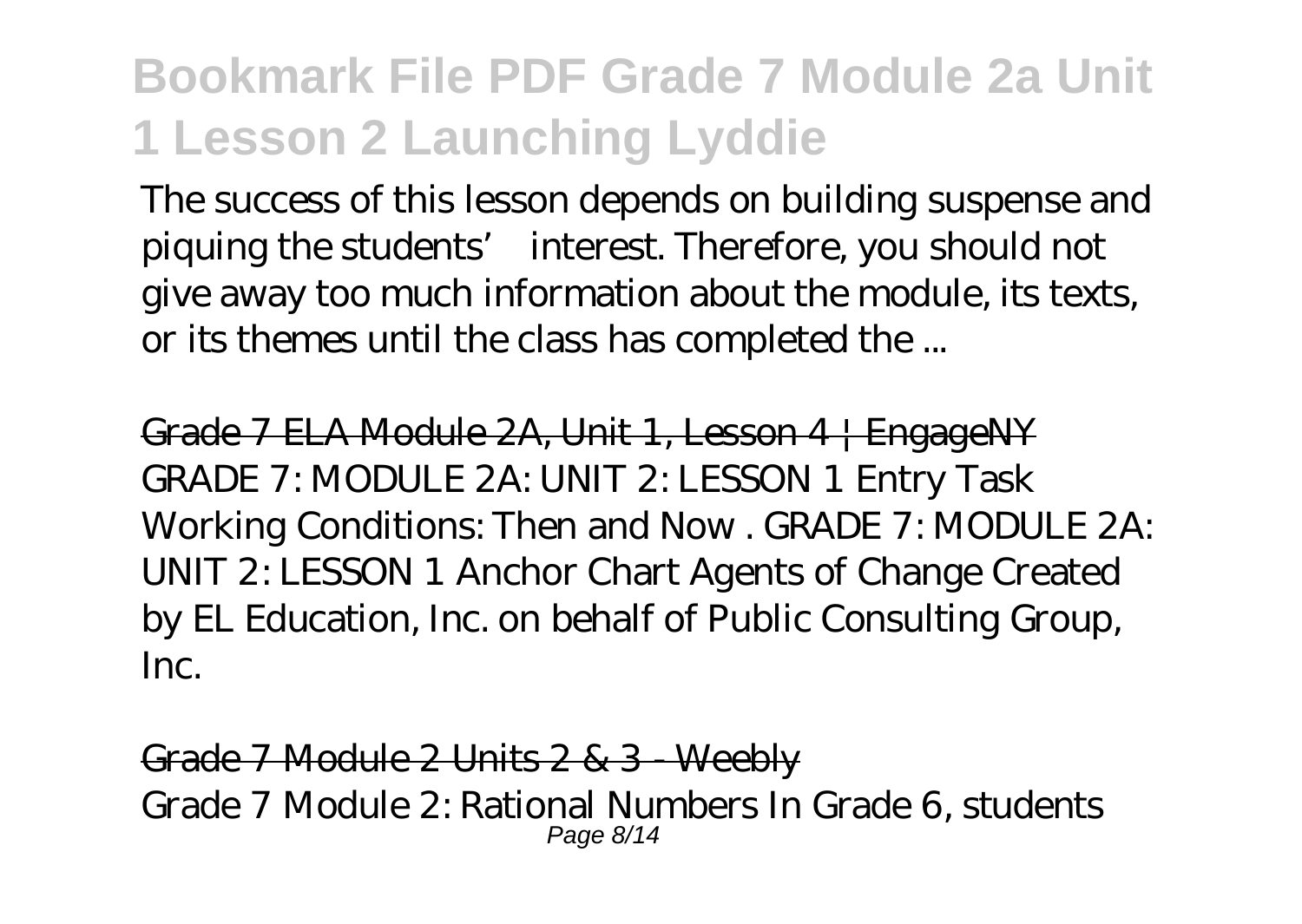The success of this lesson depends on building suspense and piquing the students' interest. Therefore, you should not give away too much information about the module, its texts, or its themes until the class has completed the ...

Grade 7 ELA Module 2A, Unit 1, Lesson 4 | EngageNY

GRADE 7: MODULE 2A: UNIT 2: LESSON 1 Entry Task Working Conditions: Then and Now . GRADE 7: MODULE 2A: UNIT 2: LESSON 1 Anchor Chart Agents of Change Created by EL Education, Inc. on behalf of Public Consulting Group, Inc.

Grade 7 Module 2 Units 2 & 3 - Weebly

Grade 7 Module 2: Rational Numbers In Grade 6, students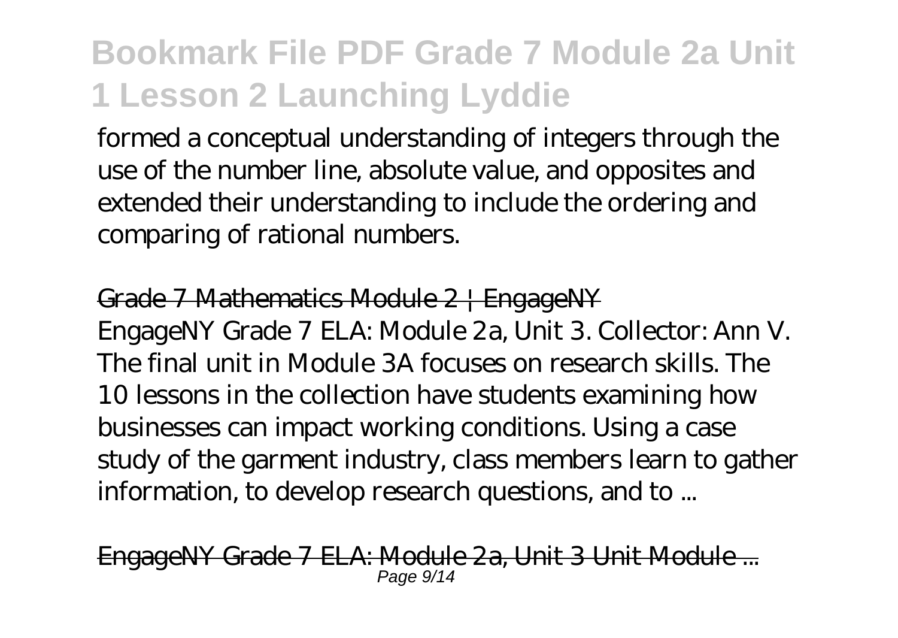formed a conceptual understanding of integers through the use of the number line, absolute value, and opposites and extended their understanding to include the ordering and comparing of rational numbers.

~~Grade 7 Mathematics Module 2 | EngageNY~~

EngageNY Grade 7 ELA: Module 2a, Unit 3. Collector: Ann V. The final unit in Module 3A focuses on research skills. The 10 lessons in the collection have students examining how businesses can impact working conditions. Using a case study of the garment industry, class members learn to gather information, to develop research questions, and to ...

~~EngageNY Grade 7 ELA: Module 2a, Unit 3 Unit Module ...~~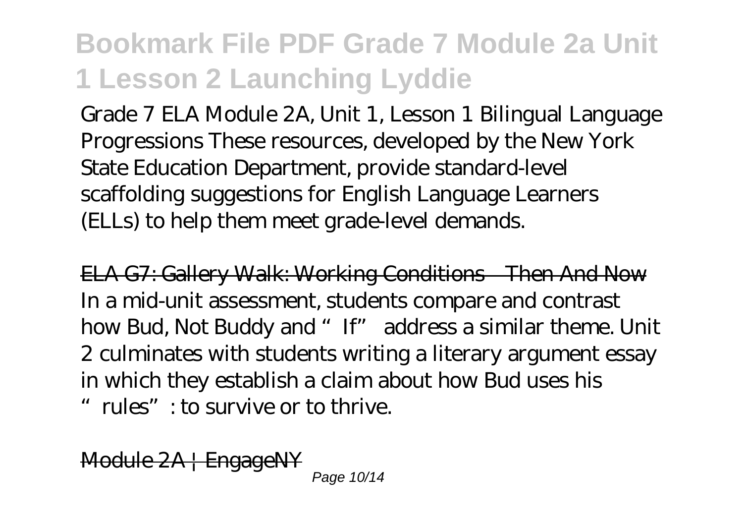Grade 7 ELA Module 2A, Unit 1, Lesson 1 Bilingual Language Progressions These resources, developed by the New York State Education Department, provide standard-level scaffolding suggestions for English Language Learners (ELLs) to help them meet grade-level demands.

ELA G7: Gallery Walk: Working Conditions—Then And Now
In a mid-unit assessment, students compare and contrast how Bud, Not Buddy and "If" address a similar theme. Unit 2 culminates with students writing a literary argument essay in which they establish a claim about how Bud uses his "rules": to survive or to thrive.

Module 2A | EngageNY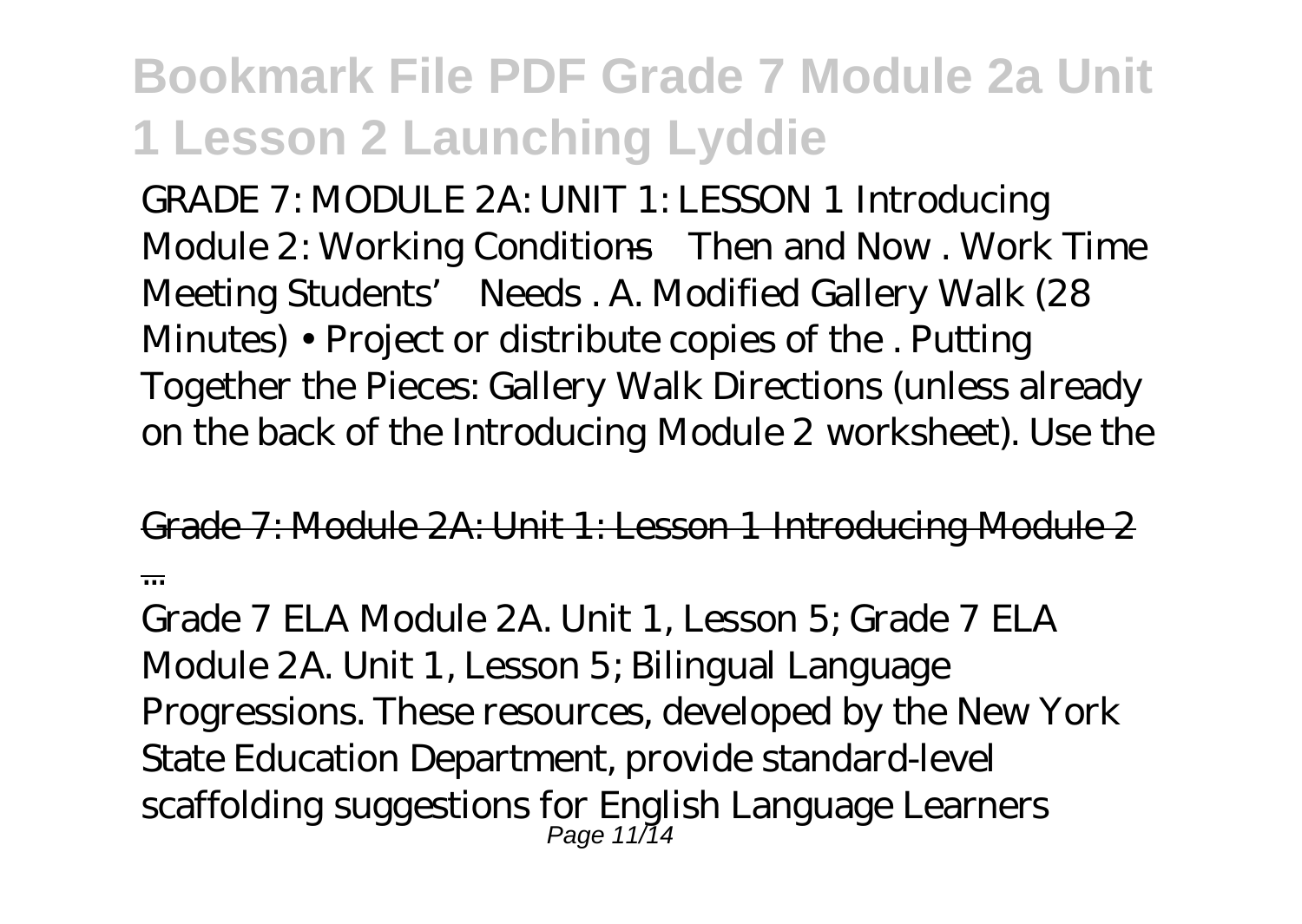GRADE 7: MODULE 2A: UNIT 1: LESSON 1 Introducing Module 2: Working Conditions—Then and Now . Work Time Meeting Students' Needs . A. Modified Gallery Walk (28 Minutes) • Project or distribute copies of the . Putting Together the Pieces: Gallery Walk Directions (unless already on the back of the Introducing Module 2 worksheet). Use the

Grade 7: Module 2A: Unit 1: Lesson 1 Introducing Module 2 ...

Grade 7 ELA Module 2A. Unit 1, Lesson 5; Grade 7 ELA Module 2A. Unit 1, Lesson 5; Bilingual Language Progressions. These resources, developed by the New York State Education Department, provide standard-level scaffolding suggestions for English Language Learners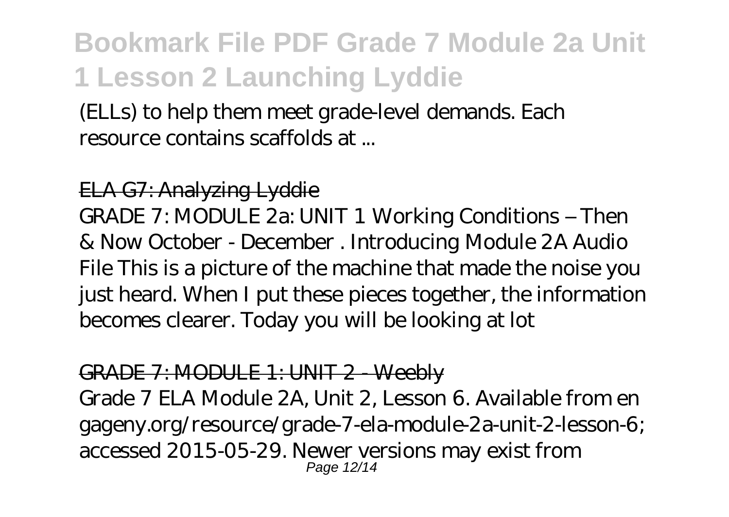(ELLs) to help them meet grade-level demands. Each resource contains scaffolds at ...

ELA G7: Analyzing Lyddie

GRADE 7: MODULE 2a: UNIT 1 Working Conditions – Then & Now October - December . Introducing Module 2A Audio File This is a picture of the machine that made the noise you just heard. When I put these pieces together, the information becomes clearer. Today you will be looking at lot

GRADE 7: MODULE 1: UNIT 2 - Weebly

Grade 7 ELA Module 2A, Unit 2, Lesson 6. Available from en gageny.org/resource/grade-7-ela-module-2a-unit-2-lesson-6; accessed 2015-05-29. Newer versions may exist from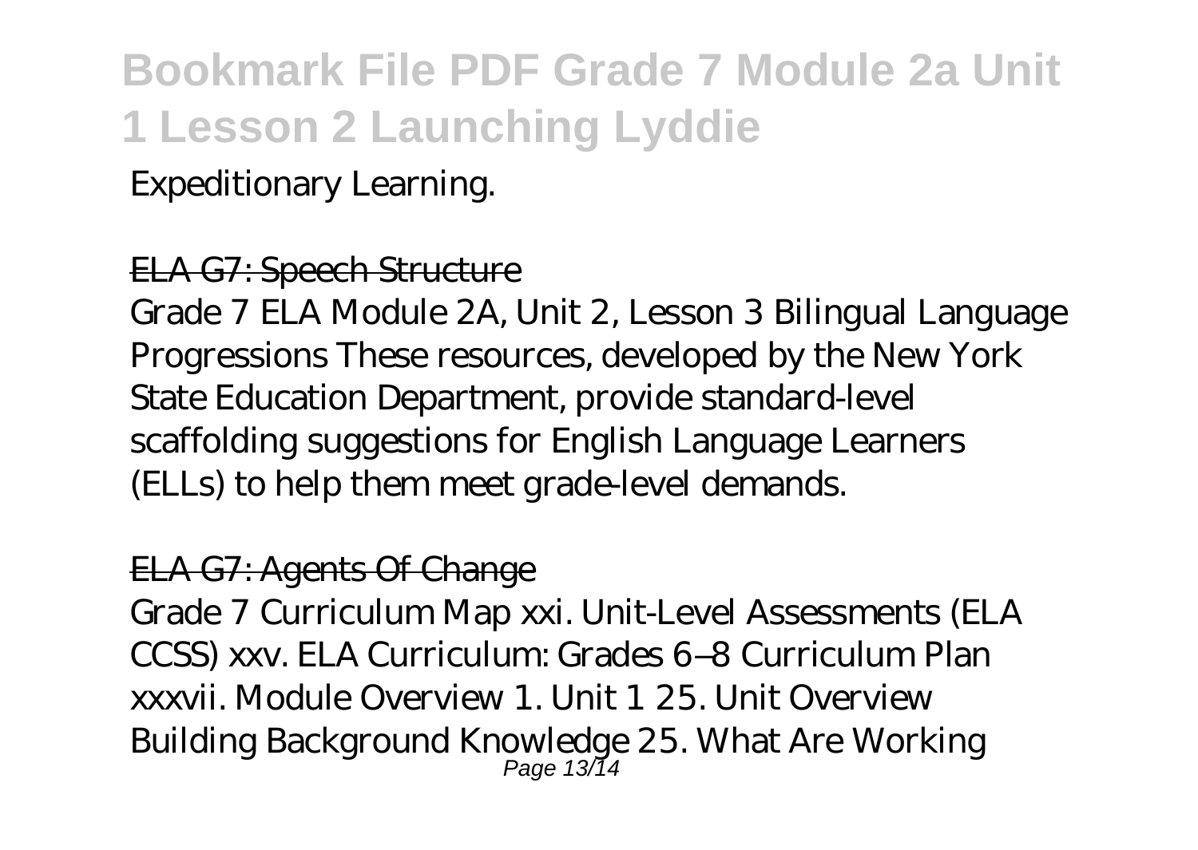Expeditionary Learning.

ELA G7: Speech Structure

Grade 7 ELA Module 2A, Unit 2, Lesson 3 Bilingual Language Progressions These resources, developed by the New York State Education Department, provide standard-level scaffolding suggestions for English Language Learners (ELLs) to help them meet grade-level demands.

ELA G7: Agents Of Change

Grade 7 Curriculum Map xxi. Unit-Level Assessments (ELA CCSS) xxv. ELA Curriculum: Grades 6–8 Curriculum Plan xxxvii. Module Overview 1. Unit 1 25. Unit Overview Building Background Knowledge 25. What Are Working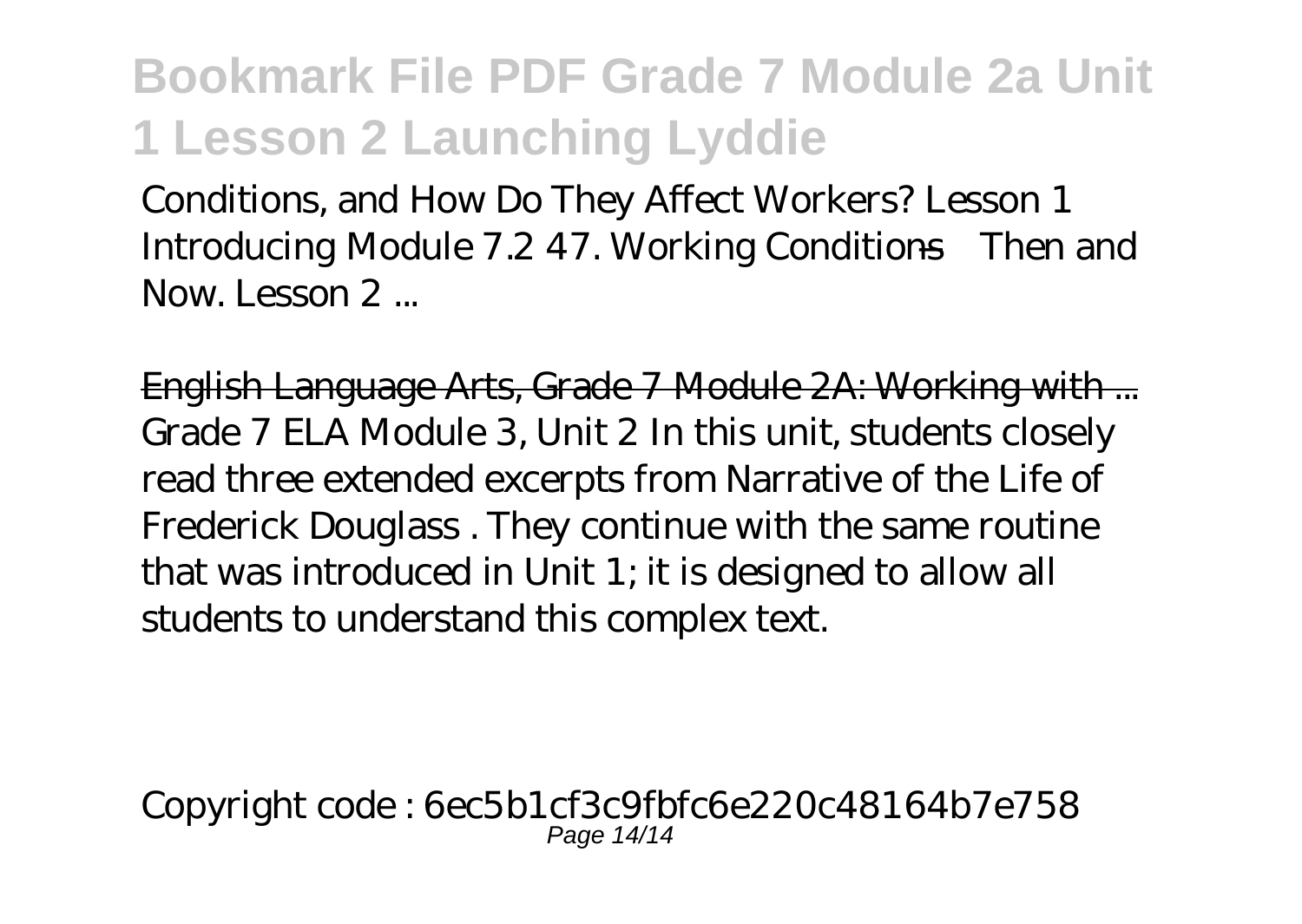Conditions, and How Do They Affect Workers? Lesson 1 Introducing Module 7.2 47. Working Conditions—Then and Now. Lesson 2 ...

English Language Arts, Grade 7 Module 2A: Working with ...

Grade 7 ELA Module 3, Unit 2 In this unit, students closely read three extended excerpts from Narrative of the Life of Frederick Douglass . They continue with the same routine that was introduced in Unit 1; it is designed to allow all students to understand this complex text.

Copyright code : 6ec5b1cf3c9fbfc6e220c48164b7e758